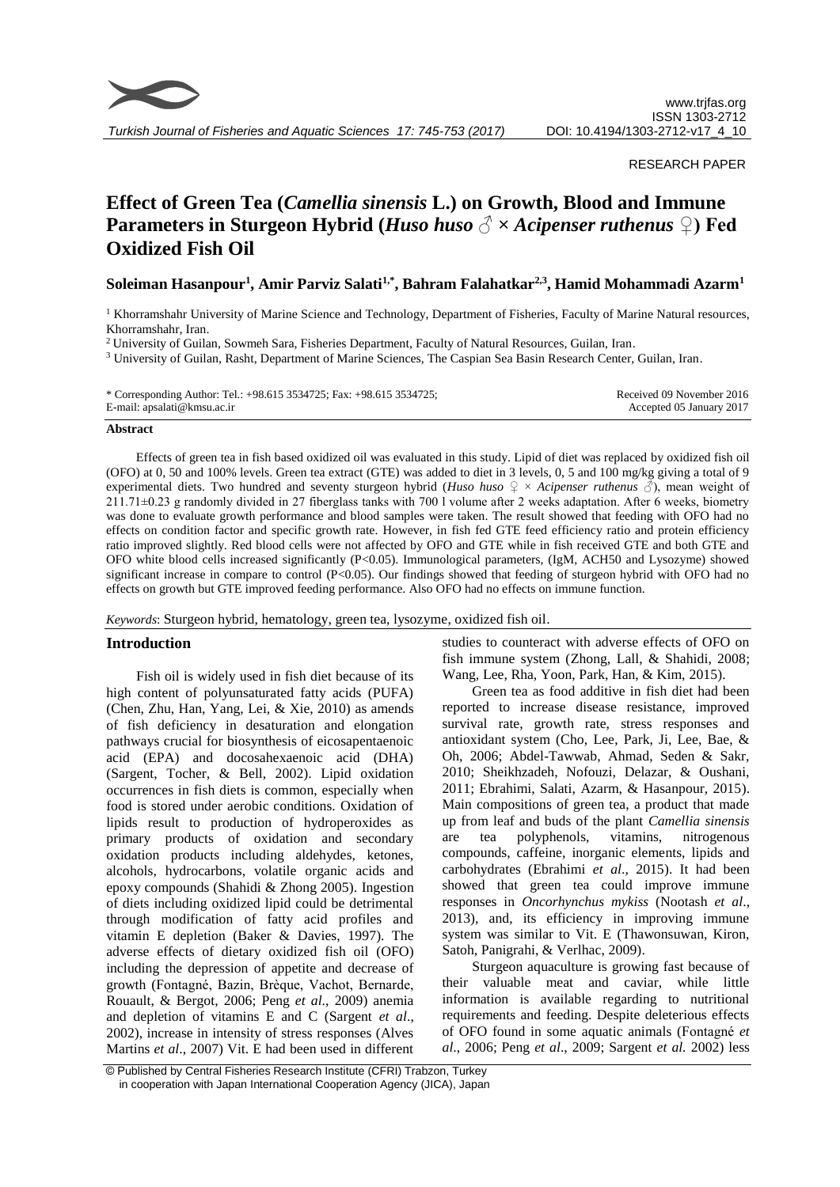RESEARCH PAPER

# Effect of Green Tea (*Camellia sinensis* L.) on Growth, Blood and Immune Parameters in Sturgeon Hybrid (*Huso huso* ♂ × *Acipenser ruthenus* ♀) Fed Oxidized Fish Oil

**Soleiman Hasanpour[1], Amir Parviz Salati[1,*], Bahram Falahatkar[2,3], Hamid Mohammadi Azarm[1]**

[1] Khorramshahr University of Marine Science and Technology, Department of Fisheries, Faculty of Marine Natural resources, Khorramshahr, Iran.

[2] University of Guilan, Sowmeh Sara, Fisheries Department, Faculty of Natural Resources, Guilan, Iran.

[3] University of Guilan, Rasht, Department of Marine Sciences, The Caspian Sea Basin Research Center, Guilan, Iran.

\* Corresponding Author: Tel.: +98.615 3534725; Fax: +98.615 3534725; E-mail: apsalati@kmsu.ac.ir

Received 09 November 2016
Accepted 05 January 2017

## Abstract

Effects of green tea in fish based oxidized oil was evaluated in this study. Lipid of diet was replaced by oxidized fish oil (OFO) at 0, 50 and 100% levels. Green tea extract (GTE) was added to diet in 3 levels, 0, 5 and 100 mg/kg giving a total of 9 experimental diets. Two hundred and seventy sturgeon hybrid (*Huso huso* ♀ × *Acipenser ruthenus* ♂), mean weight of 211.71±0.23 g randomly divided in 27 fiberglass tanks with 700 l volume after 2 weeks adaptation. After 6 weeks, biometry was done to evaluate growth performance and blood samples were taken. The result showed that feeding with OFO had no effects on condition factor and specific growth rate. However, in fish fed GTE feed efficiency ratio and protein efficiency ratio improved slightly. Red blood cells were not affected by OFO and GTE while in fish received GTE and both GTE and OFO white blood cells increased significantly ($P<0.05$). Immunological parameters, (IgM, ACH50 and Lysozyme) showed significant increase in compare to control ($P<0.05$). Our findings showed that feeding of sturgeon hybrid with OFO had no effects on growth but GTE improved feeding performance. Also OFO had no effects on immune function.

*Keywords*: Sturgeon hybrid, hematology, green tea, lysozyme, oxidized fish oil.

## Introduction

Fish oil is widely used in fish diet because of its high content of polyunsaturated fatty acids (PUFA) (Chen, Zhu, Han, Yang, Lei, & Xie, 2010) as amends of fish deficiency in desaturation and elongation pathways crucial for biosynthesis of eicosapentaenoic acid (EPA) and docosahexaenoic acid (DHA) (Sargent, Tocher, & Bell, 2002). Lipid oxidation occurrences in fish diets is common, especially when food is stored under aerobic conditions. Oxidation of lipids result to production of hydroperoxides as primary products of oxidation and secondary oxidation products including aldehydes, ketones, alcohols, hydrocarbons, volatile organic acids and epoxy compounds (Shahidi & Zhong 2005). Ingestion of diets including oxidized lipid could be detrimental through modification of fatty acid profiles and vitamin E depletion (Baker & Davies, 1997). The adverse effects of dietary oxidized fish oil (OFO) including the depression of appetite and decrease of growth (Fontagné, Bazin, Brèque, Vachot, Bernarde, Rouault, & Bergot, 2006; Peng *et al*., 2009) anemia and depletion of vitamins E and C (Sargent *et al*., 2002), increase in intensity of stress responses (Alves Martins *et al*., 2007) Vit. E had been used in different studies to counteract with adverse effects of OFO on fish immune system (Zhong, Lall, & Shahidi, 2008; Wang, Lee, Rha, Yoon, Park, Han, & Kim, 2015).

Green tea as food additive in fish diet had been reported to increase disease resistance, improved survival rate, growth rate, stress responses and antioxidant system (Cho, Lee, Park, Ji, Lee, Bae, & Oh, 2006; Abdel-Tawwab, Ahmad, Seden & Sakr, 2010; Sheikhzadeh, Nofouzi, Delazar, & Oushani, 2011; Ebrahimi, Salati, Azarm, & Hasanpour, 2015). Main compositions of green tea, a product that made up from leaf and buds of the plant *Camellia sinensis* are tea polyphenols, vitamins, nitrogenous compounds, caffeine, inorganic elements, lipids and carbohydrates (Ebrahimi *et al*., 2015). It had been showed that green tea could improve immune responses in *Oncorhynchus mykiss* (Nootash *et al*., 2013), and, its efficiency in improving immune system was similar to Vit. E (Thawonsuwan, Kiron, Satoh, Panigrahi, & Verlhac, 2009).

Sturgeon aquaculture is growing fast because of their valuable meat and caviar, while little information is available regarding to nutritional requirements and feeding. Despite deleterious effects of OFO found in some aquatic animals (Fontagné *et al*., 2006; Peng *et al*., 2009; Sargent *et al*. 2002) less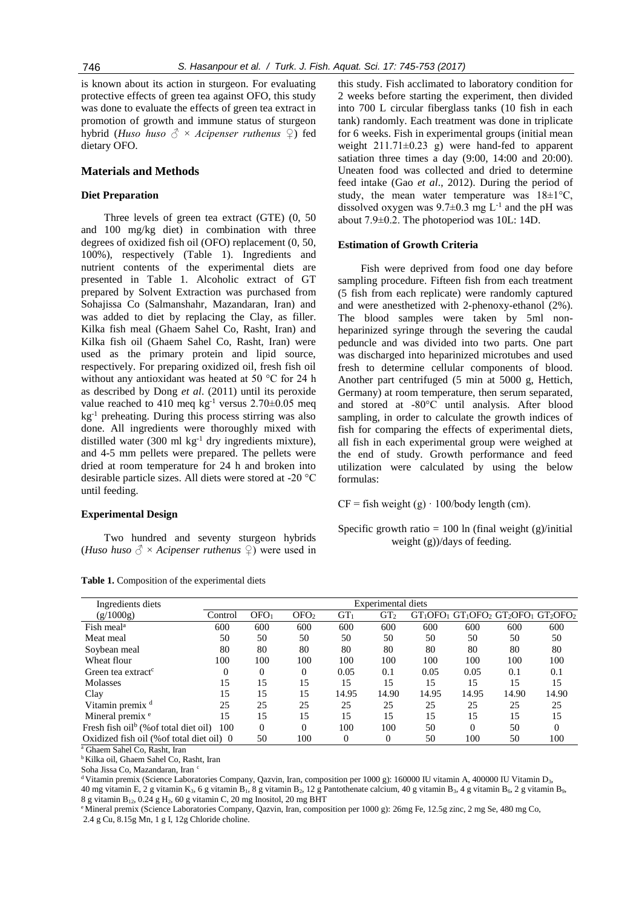is known about its action in sturgeon. For evaluating protective effects of green tea against OFO, this study was done to evaluate the effects of green tea extract in promotion of growth and immune status of sturgeon hybrid (*Huso huso* ♂ × *Acipenser ruthenus* ♀) fed dietary OFO.

## Materials and Methods

### Diet Preparation

Three levels of green tea extract (GTE) (0, 50 and 100 mg/kg diet) in combination with three degrees of oxidized fish oil (OFO) replacement (0, 50, 100%), respectively (Table 1). Ingredients and nutrient contents of the experimental diets are presented in Table 1. Alcoholic extract of GT prepared by Solvent Extraction was purchased from Sohajissa Co (Salmanshahr, Mazandaran, Iran) and was added to diet by replacing the Clay, as filler. Kilka fish meal (Ghaem Sahel Co, Rasht, Iran) and Kilka fish oil (Ghaem Sahel Co, Rasht, Iran) were used as the primary protein and lipid source, respectively. For preparing oxidized oil, fresh fish oil without any antioxidant was heated at 50 °C for 24 h as described by Dong *et al*. (2011) until its peroxide value reached to 410 meq $kg^{-1}$ versus 2.70±0.05 meq $kg^{-1}$ preheating. During this process stirring was also done. All ingredients were thoroughly mixed with distilled water (300 ml $kg^{-1}$ dry ingredients mixture), and 4-5 mm pellets were prepared. The pellets were dried at room temperature for 24 h and broken into desirable particle sizes. All diets were stored at -20 °C until feeding.

### Experimental Design

Two hundred and seventy sturgeon hybrids (*Huso huso* ♂ × *Acipenser ruthenus* ♀) were used in this study. Fish acclimated to laboratory condition for 2 weeks before starting the experiment, then divided into 700 L circular fiberglass tanks (10 fish in each tank) randomly. Each treatment was done in triplicate for 6 weeks. Fish in experimental groups (initial mean weight 211.71±0.23 g) were hand-fed to apparent satiation three times a day (9:00, 14:00 and 20:00). Uneaten food was collected and dried to determine feed intake (Gao *et al*., 2012). During the period of study, the mean water temperature was 18±1°C, dissolved oxygen was 9.7±0.3 mg $L^{-1}$ and the pH was about 7.9±0.2. The photoperiod was 10L: 14D.

### Estimation of Growth Criteria

Fish were deprived from food one day before sampling procedure. Fifteen fish from each treatment (5 fish from each replicate) were randomly captured and were anesthetized with 2-phenoxy-ethanol (2%). The blood samples were taken by 5ml non-heparinized syringe through the severing the caudal peduncle and was divided into two parts. One part was discharged into heparinized microtubes and used fresh to determine cellular components of blood. Another part centrifuged (5 min at 5000 g, Hettich, Germany) at room temperature, then serum separated, and stored at -80°C until analysis. After blood sampling, in order to calculate the growth indices of fish for comparing the effects of experimental diets, all fish in each experimental group were weighed at the end of study. Growth performance and feed utilization were calculated by using the below formulas:

CF = fish weight (g) · 100/body length (cm).

Specific growth ratio = 100 ln (final weight (g)/initial weight (g))/days of feeding.

**Table 1.** Composition of the experimental diets

| Ingredients diets (g/1000g) | Experimental diets | | | | | | | | |
|---|---|---|---|---|---|---|---|---|---|
| | Control | $OFO_1$ | $OFO_2$ | $GT_1$ | $GT_2$ | $GT_1OFO_1$ | $GT_1OFO_2$ | $GT_2OFO_1$ | $GT_2OFO_2$ |
| Fish meal[a] | 600 | 600 | 600 | 600 | 600 | 600 | 600 | 600 | 600 |
| Meat meal | 50 | 50 | 50 | 50 | 50 | 50 | 50 | 50 | 50 |
| Soybean meal | 80 | 80 | 80 | 80 | 80 | 80 | 80 | 80 | 80 |
| Wheat flour | 100 | 100 | 100 | 100 | 100 | 100 | 100 | 100 | 100 |
| Green tea extract[c] | 0 | 0 | 0 | 0.05 | 0.1 | 0.05 | 0.05 | 0.1 | 0.1 |
| Molasses | 15 | 15 | 15 | 15 | 15 | 15 | 15 | 15 | 15 |
| Clay | 15 | 15 | 15 | 14.95 | 14.90 | 14.95 | 14.95 | 14.90 | 14.90 |
| Vitamin premix [d] | 25 | 25 | 25 | 25 | 25 | 25 | 25 | 25 | 25 |
| Mineral premix [e] | 15 | 15 | 15 | 15 | 15 | 15 | 15 | 15 | 15 |
| Fresh fish oil[b] (%of total diet oil) | 100 | 0 | 0 | 100 | 100 | 50 | 0 | 50 | 0 |
| Oxidized fish oil (%of total diet oil) | 0 | 50 | 100 | 0 | 0 | 50 | 100 | 50 | 100 |

[a] Ghaem Sahel Co, Rasht, Iran
[b] Kilka oil, Ghaem Sahel Co, Rasht, Iran
Soha Jissa Co, Mazandaran, Iran [c]
[d] Vitamin premix (Science Laboratories Company, Qazvin, Iran, composition per 1000 g): 160000 IU vitamin A, 400000 IU Vitamin $D_3$, 40 mg vitamin E, 2 g vitamin $K_3$, 6 g vitamin $B_1$, 8 g vitamin $B_2$, 12 g Pantothenate calcium, 40 g vitamin $B_3$, 4 g vitamin $B_6$, 2 g vitamin $B_9$, 8 g vitamin $B_{12}$, 0.24 g $H_2$, 60 g vitamin C, 20 mg Inositol, 20 mg BHT
[e] Mineral premix (Science Laboratories Company, Qazvin, Iran, composition per 1000 g): 26mg Fe, 12.5g zinc, 2 mg Se, 480 mg Co, 2.4 g Cu, 8.15g Mn, 1 g I, 12g Chloride choline.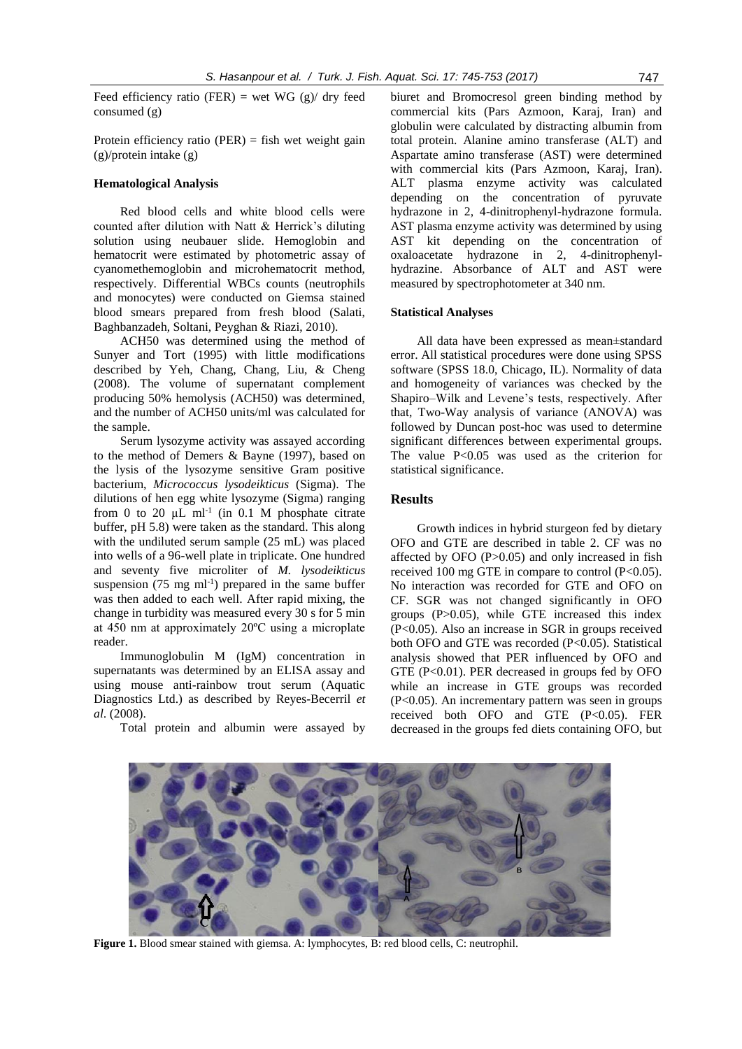Feed efficiency ratio (FER) = wet WG (g)/ dry feed consumed (g)

Protein efficiency ratio (PER) = fish wet weight gain (g)/protein intake (g)

### Hematological Analysis

Red blood cells and white blood cells were counted after dilution with Natt & Herrick's diluting solution using neubauer slide. Hemoglobin and hematocrit were estimated by photometric assay of cyanomethemoglobin and microhematocrit method, respectively. Differential WBCs counts (neutrophils and monocytes) were conducted on Giemsa stained blood smears prepared from fresh blood (Salati, Baghbanzadeh, Soltani, Peyghan & Riazi, 2010).

ACH50 was determined using the method of Sunyer and Tort (1995) with little modifications described by Yeh, Chang, Chang, Liu, & Cheng (2008). The volume of supernatant complement producing 50% hemolysis (ACH50) was determined, and the number of ACH50 units/ml was calculated for the sample.

Serum lysozyme activity was assayed according to the method of Demers & Bayne (1997), based on the lysis of the lysozyme sensitive Gram positive bacterium, *Micrococcus lysodeikticus* (Sigma). The dilutions of hen egg white lysozyme (Sigma) ranging from 0 to 20 μL ml$^{-1}$ (in 0.1 M phosphate citrate buffer, pH 5.8) were taken as the standard. This along with the undiluted serum sample (25 mL) was placed into wells of a 96-well plate in triplicate. One hundred and seventy five microliter of *M. lysodeikticus* suspension (75 mg ml$^{-1}$) prepared in the same buffer was then added to each well. After rapid mixing, the change in turbidity was measured every 30 s for 5 min at 450 nm at approximately 20ºC using a microplate reader.

Immunoglobulin M (IgM) concentration in supernatants was determined by an ELISA assay and using mouse anti-rainbow trout serum (Aquatic Diagnostics Ltd.) as described by Reyes-Becerril *et al*. (2008).

Total protein and albumin were assayed by biuret and Bromocresol green binding method by commercial kits (Pars Azmoon, Karaj, Iran) and globulin were calculated by distracting albumin from total protein. Alanine amino transferase (ALT) and Aspartate amino transferase (AST) were determined with commercial kits (Pars Azmoon, Karaj, Iran). ALT plasma enzyme activity was calculated depending on the concentration of pyruvate hydrazone in 2, 4-dinitrophenyl-hydrazone formula. AST plasma enzyme activity was determined by using AST kit depending on the concentration of oxaloacetate hydrazone in 2, 4-dinitrophenyl-hydrazine. Absorbance of ALT and AST were measured by spectrophotometer at 340 nm.

### Statistical Analyses

All data have been expressed as mean±standard error. All statistical procedures were done using SPSS software (SPSS 18.0, Chicago, IL). Normality of data and homogeneity of variances was checked by the Shapiro–Wilk and Levene's tests, respectively. After that, Two-Way analysis of variance (ANOVA) was followed by Duncan post-hoc was used to determine significant differences between experimental groups. The value $P<0.05$ was used as the criterion for statistical significance.

## Results

Growth indices in hybrid sturgeon fed by dietary OFO and GTE are described in table 2. CF was no affected by OFO ($P>0.05$) and only increased in fish received 100 mg GTE in compare to control ($P<0.05$). No interaction was recorded for GTE and OFO on CF. SGR was not changed significantly in OFO groups ($P>0.05$), while GTE increased this index ($P<0.05$). Also an increase in SGR in groups received both OFO and GTE was recorded ($P<0.05$). Statistical analysis showed that PER influenced by OFO and GTE ($P<0.01$). PER decreased in groups fed by OFO while an increase in GTE groups was recorded ($P<0.05$). An incrementary pattern was seen in groups received both OFO and GTE ($P<0.05$). FER decreased in the groups fed diets containing OFO, but

**Figure 1.** Blood smear stained with giemsa. A: lymphocytes, B: red blood cells, C: neutrophil.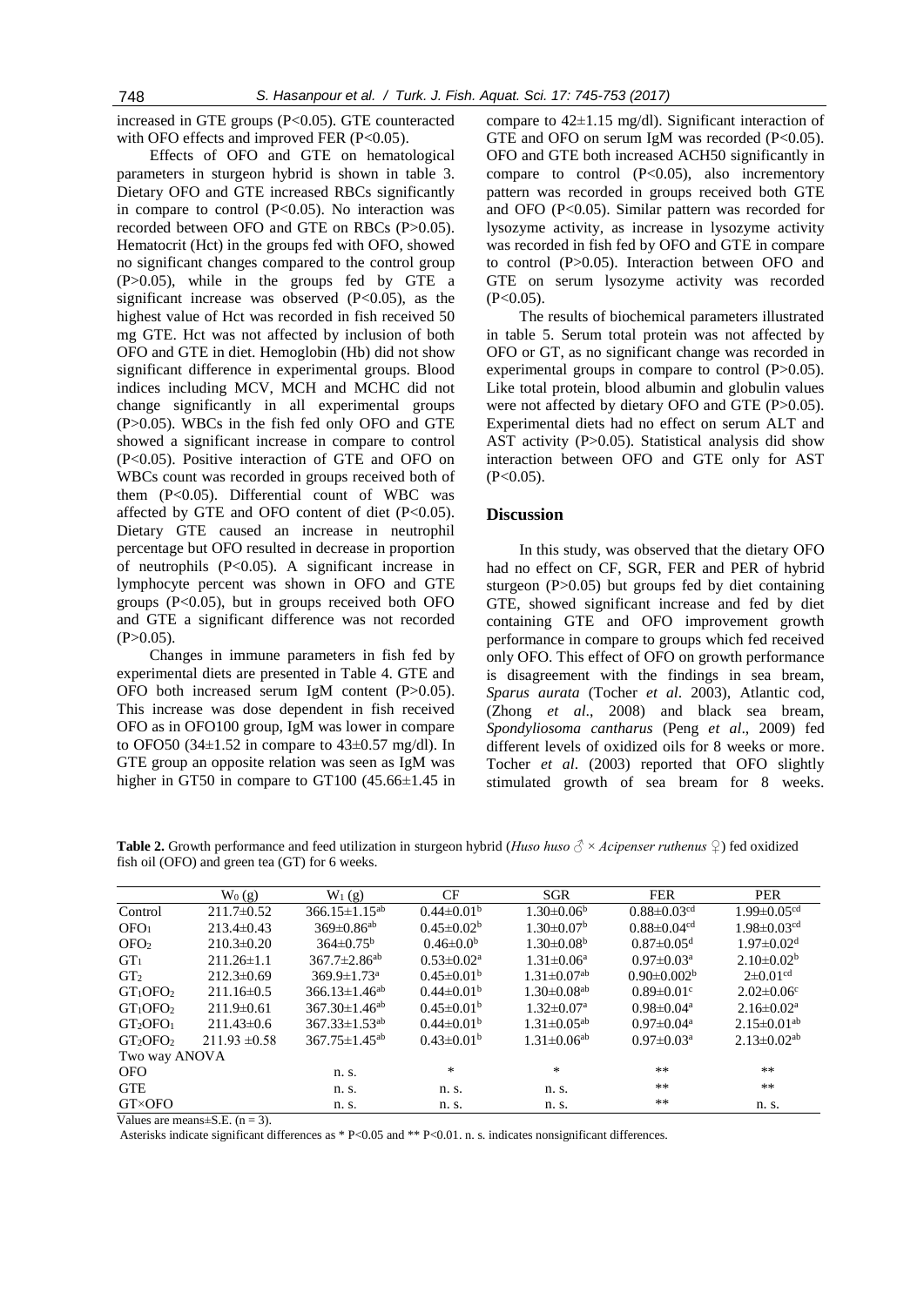increased in GTE groups (P<0.05). GTE counteracted with OFO effects and improved FER (P<0.05).

Effects of OFO and GTE on hematological parameters in sturgeon hybrid is shown in table 3. Dietary OFO and GTE increased RBCs significantly in compare to control (P<0.05). No interaction was recorded between OFO and GTE on RBCs (P>0.05). Hematocrit (Hct) in the groups fed with OFO, showed no significant changes compared to the control group (P>0.05), while in the groups fed by GTE a significant increase was observed (P<0.05), as the highest value of Hct was recorded in fish received 50 mg GTE. Hct was not affected by inclusion of both OFO and GTE in diet. Hemoglobin (Hb) did not show significant difference in experimental groups. Blood indices including MCV, MCH and MCHC did not change significantly in all experimental groups (P>0.05). WBCs in the fish fed only OFO and GTE showed a significant increase in compare to control (P<0.05). Positive interaction of GTE and OFO on WBCs count was recorded in groups received both of them (P<0.05). Differential count of WBC was affected by GTE and OFO content of diet (P<0.05). Dietary GTE caused an increase in neutrophil percentage but OFO resulted in decrease in proportion of neutrophils (P<0.05). A significant increase in lymphocyte percent was shown in OFO and GTE groups (P<0.05), but in groups received both OFO and GTE a significant difference was not recorded (P>0.05).

Changes in immune parameters in fish fed by experimental diets are presented in Table 4. GTE and OFO both increased serum IgM content (P>0.05). This increase was dose dependent in fish received OFO as in OFO100 group, IgM was lower in compare to OFO50 (34±1.52 in compare to 43±0.57 mg/dl). In GTE group an opposite relation was seen as IgM was higher in GT50 in compare to GT100 (45.66±1.45 in compare to 42±1.15 mg/dl). Significant interaction of GTE and OFO on serum IgM was recorded (P<0.05). OFO and GTE both increased ACH50 significantly in compare to control (P<0.05), also incrementory pattern was recorded in groups received both GTE and OFO (P<0.05). Similar pattern was recorded for lysozyme activity, as increase in lysozyme activity was recorded in fish fed by OFO and GTE in compare to control (P>0.05). Interaction between OFO and GTE on serum lysozyme activity was recorded (P<0.05).

The results of biochemical parameters illustrated in table 5. Serum total protein was not affected by OFO or GT, as no significant change was recorded in experimental groups in compare to control (P>0.05). Like total protein, blood albumin and globulin values were not affected by dietary OFO and GTE (P>0.05). Experimental diets had no effect on serum ALT and AST activity (P>0.05). Statistical analysis did show interaction between OFO and GTE only for AST (P<0.05).

## Discussion

In this study, was observed that the dietary OFO had no effect on CF, SGR, FER and PER of hybrid sturgeon (P>0.05) but groups fed by diet containing GTE, showed significant increase and fed by diet containing GTE and OFO improvement growth performance in compare to groups which fed received only OFO. This effect of OFO on growth performance is disagreement with the findings in sea bream, *Sparus aurata* (Tocher *et al*. 2003), Atlantic cod, (Zhong *et al*., 2008) and black sea bream, *Spondyliosoma cantharus* (Peng *et al*., 2009) fed different levels of oxidized oils for 8 weeks or more. Tocher *et al*. (2003) reported that OFO slightly stimulated growth of sea bream for 8 weeks.

**Table 2.** Growth performance and feed utilization in sturgeon hybrid (*Huso huso* ♂ × *Acipenser ruthenus* ♀) fed oxidized fish oil (OFO) and green tea (GT) for 6 weeks.

| | $W_0$ (g) | $W_1$ (g) | CF | SGR | FER | PER |
|---|---|---|---|---|---|---|
| Control | 211.7±0.52 | 366.15±1.15[ab] | 0.44±0.01[b] | 1.30±0.06[b] | 0.88±0.03[cd] | 1.99±0.05[cd] |
| $OFO_1$ | 213.4±0.43 | 369±0.86[ab] | 0.45±0.02[b] | 1.30±0.07[b] | 0.88±0.04[cd] | 1.98±0.03[cd] |
| $OFO_2$ | 210.3±0.20 | 364±0.75[b] | 0.46±0.0[b] | 1.30±0.08[b] | 0.87±0.05[d] | 1.97±0.02[d] |
| $GT_1$ | 211.26±1.1 | 367.7±2.86[ab] | 0.53±0.02[a] | 1.31±0.06[a] | 0.97±0.03[a] | 2.10±0.02[b] |
| $GT_2$ | 212.3±0.69 | 369.9±1.73[a] | 0.45±0.01[b] | 1.31±0.07[ab] | 0.90±0.002[b] | 2±0.01[cd] |
| $GT_1OFO_2$ | 211.16±0.5 | 366.13±1.46[ab] | 0.44±0.01[b] | 1.30±0.08[ab] | 0.89±0.01[c] | 2.02±0.06[c] |
| $GT_1OFO_2$ | 211.9±0.61 | 367.30±1.46[ab] | 0.45±0.01[b] | 1.32±0.07[a] | 0.98±0.04[a] | 2.16±0.02[a] |
| $GT_2OFO_1$ | 211.43±0.6 | 367.33±1.53[ab] | 0.44±0.01[b] | 1.31±0.05[ab] | 0.97±0.04[a] | 2.15±0.01[ab] |
| $GT_2OFO_2$ | 211.93 ±0.58 | 367.75±1.45[ab] | 0.43±0.01[b] | 1.31±0.06[ab] | 0.97±0.03[a] | 2.13±0.02[ab] |
| Two way ANOVA | | | | | | |
| OFO | | n. s. | * | * | ** | ** |
| GTE | | n. s. | n. s. | n. s. | ** | ** |
| GT×OFO | | n. s. | n. s. | n. s. | ** | n. s. |

Values are means±S.E. (n = 3).

Asterisks indicate significant differences as * P<0.05 and ** P<0.01. n. s. indicates nonsignificant differences.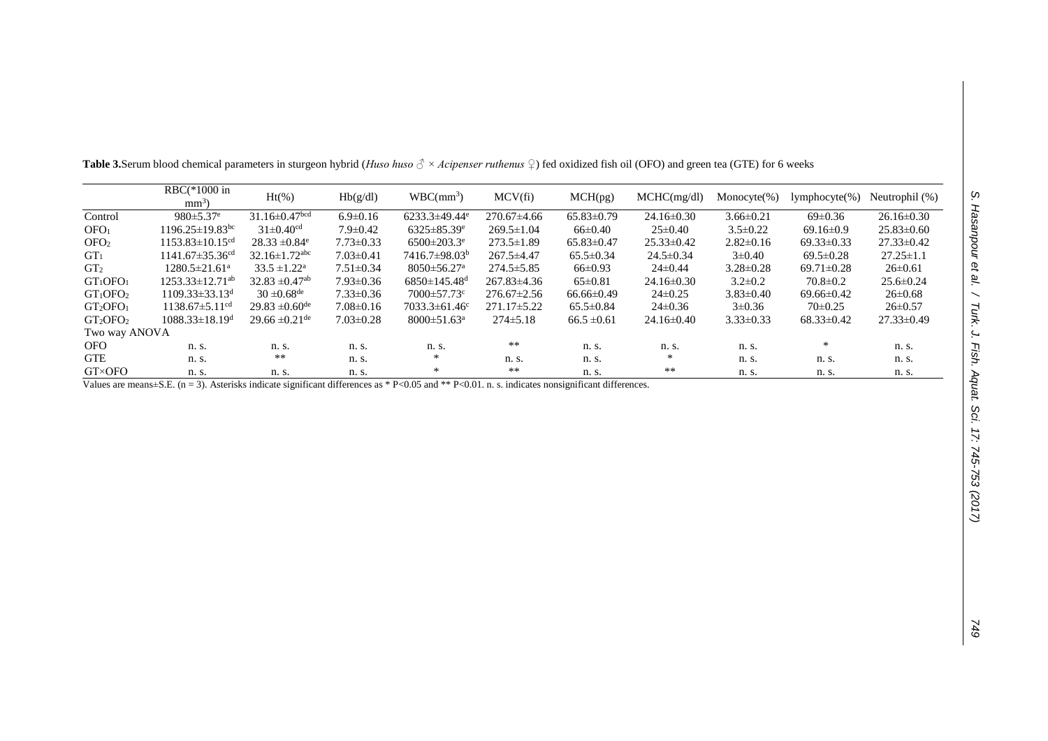**Table 3.**Serum blood chemical parameters in sturgeon hybrid (*Huso huso* ♂ × *Acipenser ruthenus* ♀) fed oxidized fish oil (OFO) and green tea (GTE) for 6 weeks

| | RBC(*1000 in $mm^3$) | Ht(%) | Hb(g/dl) | WBC($mm^3$) | MCV(fi) | MCH(pg) | MCHC(mg/dl) | Monocyte(%) | lymphocyte(%) | Neutrophil (%) |
|---|---|---|---|---|---|---|---|---|---|---|
| Control | 980±5.37$^{e}$ | 31.16±0.47$^{bcd}$ | 6.9±0.16 | 6233.3±49.44$^{e}$ | 270.67±4.66 | 65.83±0.79 | 24.16±0.30 | 3.66±0.21 | 69±0.36 | 26.16±0.30 |
| $OFO_1$ | 1196.25±19.83$^{bc}$ | 31±0.40$^{cd}$ | 7.9±0.42 | 6325±85.39$^{e}$ | 269.5±1.04 | 66±0.40 | 25±0.40 | 3.5±0.22 | 69.16±0.9 | 25.83±0.60 |
| $OFO_2$ | 1153.83±10.15$^{cd}$ | 28.33 ±0.84$^{e}$ | 7.73±0.33 | 6500±203.3$^{e}$ | 273.5±1.89 | 65.83±0.47 | 25.33±0.42 | 2.82±0.16 | 69.33±0.33 | 27.33±0.42 |
| $GT_1$ | 1141.67±35.36$^{cd}$ | 32.16±1.72$^{abc}$ | 7.03±0.41 | 7416.7±98.03$^{b}$ | 267.5±4.47 | 65.5±0.34 | 24.5±0.34 | 3±0.40 | 69.5±0.28 | 27.25±1.1 |
| $GT_2$ | 1280.5±21.61$^{a}$ | 33.5 ±1.22$^{a}$ | 7.51±0.34 | 8050±56.27$^{a}$ | 274.5±5.85 | 66±0.93 | 24±0.44 | 3.28±0.28 | 69.71±0.28 | 26±0.61 |
| $GT_1OFO_1$ | 1253.33±12.71$^{ab}$ | 32.83 ±0.47$^{ab}$ | 7.93±0.36 | 6850±145.48$^{d}$ | 267.83±4.36 | 65±0.81 | 24.16±0.30 | 3.2±0.2 | 70.8±0.2 | 25.6±0.24 |
| $GT_1OFO_2$ | 1109.33±33.13$^{d}$ | 30 ±0.68$^{de}$ | 7.33±0.36 | 7000±57.73$^{c}$ | 276.67±2.56 | 66.66±0.49 | 24±0.25 | 3.83±0.40 | 69.66±0.42 | 26±0.68 |
| $GT_2OFO_1$ | 1138.67±5.11$^{cd}$ | 29.83 ±0.60$^{de}$ | 7.08±0.16 | 7033.3±61.46$^{c}$ | 271.17±5.22 | 65.5±0.84 | 24±0.36 | 3±0.36 | 70±0.25 | 26±0.57 |
| $GT_2OFO_2$ | 1088.33±18.19$^{d}$ | 29.66 ±0.21$^{de}$ | 7.03±0.28 | 8000±51.63$^{a}$ | 274±5.18 | 66.5 ±0.61 | 24.16±0.40 | 3.33±0.33 | 68.33±0.42 | 27.33±0.49 |
| Two way ANOVA | | | | | | | | | | |
| OFO | n. s. | n. s. | n. s. | n. s. | ** | n. s. | n. s. | n. s. | * | n. s. |
| GTE | n. s. | ** | n. s. | * | n. s. | n. s. | * | n. s. | n. s. | n. s. |
| GT×OFO | n. s. | n. s. | n. s. | * | ** | n. s. | ** | n. s. | n. s. | n. s. |

Values are means±S.E. (n = 3). Asterisks indicate significant differences as * P<0.05 and ** P<0.01. n. s. indicates nonsignificant differences.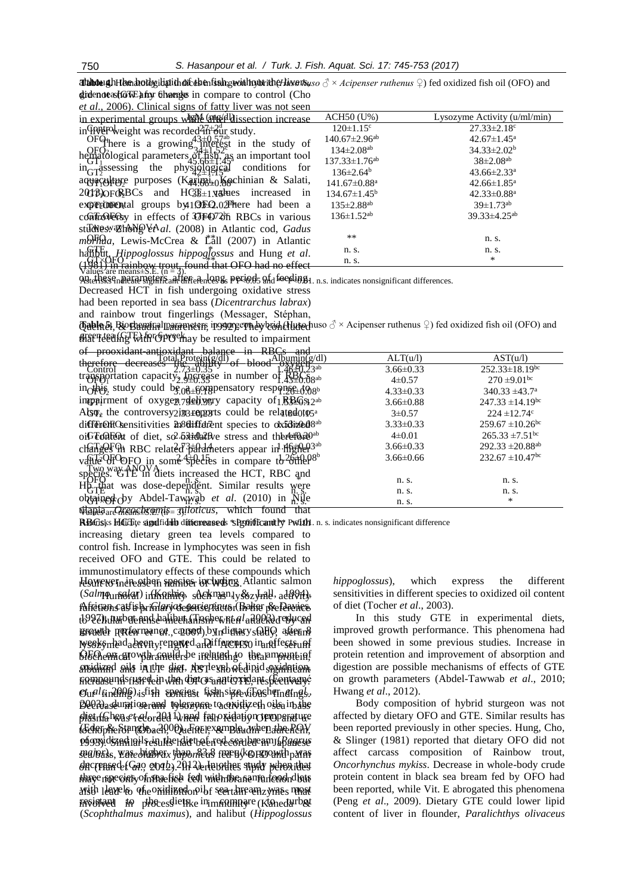although the body lipid of the fish with higher liver did not show any change in compare to control (Cho *et al.*, 2006). Clinical signs of fatty liver was not seen in experimental groups while after dissection increase in liver weight was recorded in our study.

There is a growing interest in the study of hematological parameters of fish, as an important tool in assessing the physiological conditions for aquaculture purposes (Karimi, Kochinian & Salati, 2013). RBCs and HCT values increased in experimental groups by OFO. There had been a controversy in effects of OFO on RBCs in various studies. Zhong *et al.* (2008) in Atlantic cod, *Gadus morhua*, Lewis-McCrea & Lall (2007) in Atlantic halibut, *Hippoglossus hippoglossus* and Hung *et al.* (1981) in rainbow trout, found that OFO had no effect on these parameters after a long period of feeding. Decreased HCT in fish undergoing oxidative stress had been reported in sea bass (*Dicentrarchus labrax*) and rainbow trout fingerlings (Messager, Stéphan, Quentel, & Baudin Laurencin, 1992). They concluded that feeding with OFO may be resulted to impairment of prooxidant-antioxidant balance in RBCs and therefore decreases the ability of blood oxygen transportation capacity. Increase in number of RBCs in this study could be a compensatory response to impairment of oxygen delivery capacity of RBCs. Also, the controversy in reports could be related to different sensitivities in different species to oxidized oil content of diet, so oxidative stress and therefore changes in RBC related parameters appear in higher value of OFO in some species in compare to other species. GTE in diets increased the HCT, RBC and Hb that was dose-dependent. Similar results were obtained by Abdel-Tawwab *et al.* (2010) in Nile tilapia, *Oreochromis niloticus*, which found that RBCs, HCT, and Hb increased significantly with increasing dietary green tea levels compared to control fish. Increase in lymphocytes was seen in fish received OFO and GTE. This could be related to immunostimulatory effects of these compounds which result to increase in number of WBCs.

Table 4. Immunological parameters of hybrid sturgeon (*Huso huso* ♂ × *Acipenser ruthenus* ♀) fed oxidized fish oil (OFO) and green tea (GTE) for 6 weeks

| | IgM (mg/dl) | ACH50 (U%) | Lysozyme Activity (u/ml/min) |
|---|---|---|---|
| Control | 27±2[d] | 120±1.15[c] | 27.33±2.18[c] |
| OFO1 | 43±0.57[ab] | 140.67±2.96[ab] | 42.67±1.45[a] |
| OFO2 | 34±1.52[c] | 134±2.08[ab] | 34.33±2.02[b] |
| GT1 | 45.66±1.45[a] | 137.33±1.76[ab] | 38±2.08[ab] |
| GT2 | 42±1.15[b] | 136±2.64[b] | 43.66±2.33[a] |
| GT1OFO1 | 44.66±0.88[a] | 141.67±0.88[a] | 42.66±1.85[a] |
| GT1OFO2 | 38±1.15[bc] | 134.67±1.45[b] | 42.33±0.88[a] |
| GT2OFO1 | 41.33±2.02 | 135±2.88[ab] | 39±1.73[ab] |
| GT2OFO2 | 37±0.72[bc] | 136±1.52[ab] | 39.33±4.25[ab] |
| Two way ANOVA | | | |
| OFO | ** | ** | n. s. |
| GTE | * | n. s. | n. s. |
| GT×OFO | *** | n. s. | * |

Values are means±S.E. (n = 3).
Asterisks indicate significant differences at P<0.05 and P<0.01. n. s. indicates nonsignificant differences.

Table 5. Biochemical parameters in hybrid sturgeon (*Huso huso* ♂ × *Acipenser ruthenus* ♀) fed oxidized fish oil (OFO) and green tea (GTE) for 6 weeks

| | Total Protein(g/dl) | Albumin(g/dl) | ALT(u/l) | AST(u/l) |
|---|---|---|---|---|
| Control | 2.73±0.35 | 1.46±0.23[ab] | 3.66±0.33 | 252.33±18.19[bc] |
| OFO1 | 2.9±0.33 | 1.43±0.08[ab] | 4±0.57 | 270 ±9.01[bc] |
| OFO2 | 3.06±0.18 | 1.26±0.08[b] | 4.33±0.33 | 340.33 ±43.7[a] |
| GT1 | 2.79±0.35 | 1.53±0.12[ab] | 3.66±0.88 | 247.33 ±14.19[bc] |
| GT2 | 2.3±0.23 | 1.6±0.05[a] | 3±0.57 | 224 ±12.74[c] |
| GT1OFO1 | 2.86±0.17 | 1.53±0.08[ab] | 3.33±0.33 | 259.67 ±10.26[bc] |
| GT1OFO2 | 2.53±0.28 | 1.4±0.0[ab] | 4±0.01 | 265.33 ±7.51[bc] |
| GT2OFO1 | 2.73±0.14 | 1.46±0.03[ab] | 3.66±0.33 | 292.33 ±20.88[ab] |
| GT2OFO2 | 2.4±0.15 | 1.26±0.08[b] | 3.66±0.66 | 232.67 ±10.47[bc] |
| Two way ANOVA | | | | |
| OFO | n. s. | * | n. s. | n. s. |
| GTE | n. s. | | n. s. | n. s. |
| GT×OFO | n. s. | | n. s. | * |

Values are means±S.E. (n = 3).
Asterisks indicate significant differences at P<0.05 and P<0.01. n. s. indicates nonsignificant difference

However, in other species including Atlantic salmon (*Salmo salar*) (Koshio, Ackman, & Lall, 1994), African catfish, *Clarias gariepinus* (Baker & Davies, 1997), turbot and halibut (Tocher *et al.*, 2003) reduced growth performance caused by dietary OFO after 8 weeks had been reported. Differences in effects of OFO on growth could be related to the amount of oxidized oils in the diet, the level of lipid oxidation compounds used in the diet as antioxidant (Fontagné *et al.*, 2006), fish species, fish size (Tocher *et al.*, 2003), duration and tolerance to oxidized oils in the diet (Chen *et al.*, 2011) and fat oxidation temperature (Eder & Stangl, 2000). For example, when the POV of oxidized oils in the diet of red sea bream (*Pagrus major*) was higher than 83.8 meq/kg, growth was decreased (Gao *et al.*, 2012). In another study when three species of marine fish fed with the same food but with levels of oxidized oil, sea bream was most resistant to the diets in compare to turbot (*Scophthalmus maximus*), and halibut (*Hippoglossus hippoglossus*), which express the different sensitivities in different species to oxidized oil content of diet (Tocher *et al.*, 2003).

In this study GTE in experimental diets, improved growth performance. This phenomena had been showed in some previous studies. Increase in protein retention and improvement of absorption and digestion are possible mechanisms of effects of GTE on growth parameters (Abdel-Tawwab *et al.*, 2010; Hwang *et al.*, 2012).

Body composition of hybrid sturgeon was not affected by dietary OFO and GTE. Similar results has been reported previously in other species. Hung, Cho, & Slinger (1981) reported that dietary OFO did not affect carcass composition of Rainbow trout, *Oncorhynchus mykiss*. Decrease in whole-body crude protein content in black sea bream fed by OFO had been reported, while Vit. E abrogated this phenomena (Peng *et al.*, 2009). Dietary GTE could lower lipid content of liver in flounder, *Paralichthys olivaceus*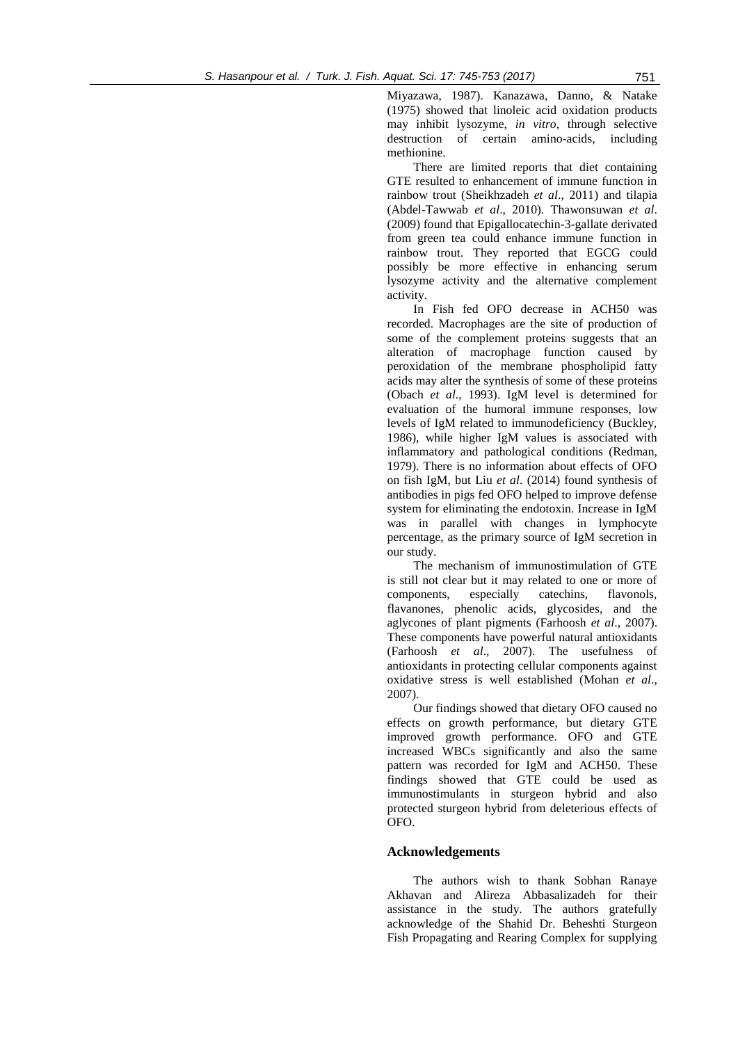Miyazawa, 1987). Kanazawa, Danno, & Natake (1975) showed that linoleic acid oxidation products may inhibit lysozyme, *in vitro*, through selective destruction of certain amino-acids, including methionine.

There are limited reports that diet containing GTE resulted to enhancement of immune function in rainbow trout (Sheikhzadeh *et al*., 2011) and tilapia (Abdel-Tawwab *et al*., 2010). Thawonsuwan *et al*. (2009) found that Epigallocatechin-3-gallate derivated from green tea could enhance immune function in rainbow trout. They reported that EGCG could possibly be more effective in enhancing serum lysozyme activity and the alternative complement activity.

In Fish fed OFO decrease in ACH50 was recorded. Macrophages are the site of production of some of the complement proteins suggests that an alteration of macrophage function caused by peroxidation of the membrane phospholipid fatty acids may alter the synthesis of some of these proteins (Obach *et al*., 1993). IgM level is determined for evaluation of the humoral immune responses, low levels of IgM related to immunodeficiency (Buckley, 1986), while higher IgM values is associated with inflammatory and pathological conditions (Redman, 1979). There is no information about effects of OFO on fish IgM, but Liu *et al*. (2014) found synthesis of antibodies in pigs fed OFO helped to improve defense system for eliminating the endotoxin. Increase in IgM was in parallel with changes in lymphocyte percentage, as the primary source of IgM secretion in our study.

The mechanism of immunostimulation of GTE is still not clear but it may related to one or more of components, especially catechins, flavonols, flavanones, phenolic acids, glycosides, and the aglycones of plant pigments (Farhoosh *et al*., 2007). These components have powerful natural antioxidants (Farhoosh *et al*., 2007). The usefulness of antioxidants in protecting cellular components against oxidative stress is well established (Mohan *et al*., 2007).

Our findings showed that dietary OFO caused no effects on growth performance, but dietary GTE improved growth performance. OFO and GTE increased WBCs significantly and also the same pattern was recorded for IgM and ACH50. These findings showed that GTE could be used as immunostimulants in sturgeon hybrid and also protected sturgeon hybrid from deleterious effects of OFO.

## Acknowledgements

The authors wish to thank Sobhan Ranaye Akhavan and Alireza Abbasalizadeh for their assistance in the study. The authors gratefully acknowledge of the Shahid Dr. Beheshti Sturgeon Fish Propagating and Rearing Complex for supplying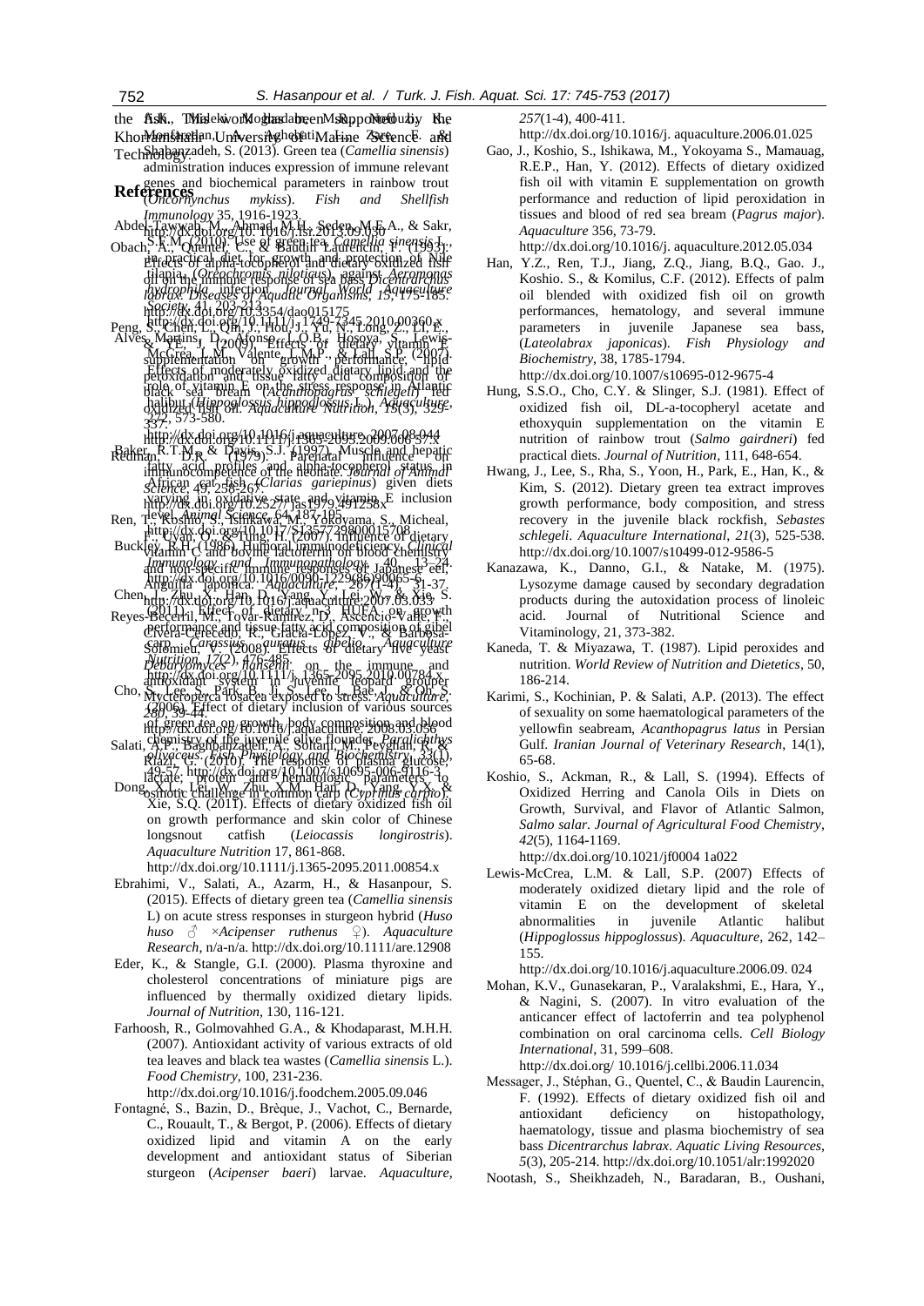the fish. This work was supported by the Khorramshahr University of Marine Science and Technology.

## References

Abdel-Tawwab, M., Ahmad, M.H., Seden, M.E.A., & Sakr, S.F.M. (2010). Use of green tea, *Camellia sinensis* L., in practical diet for growth and protection of Nile tilapia (*Oreochromis niloticus*) against *Aeromonas hydrophila* infection. *Journal World Aquaculture Society*, 41, 203-213. http://dx.doi.org/10.1111/j.1749-7345.2010.00360.x

Alves Martins, D., Afonso, L.O.B., Hosoya, S., Lewis-McCrea, L.M., Valente, L.M.P., & Lall, S.P. (2007). Effects of moderately oxidized dietary lipid and the role of vitamin E on the stress response in Atlantic halibut (*Hippoglossus hippoglossus* L.). *Aquaculture*, 272, 573-580. http://dx.doi.org/10.1016/j.aquaculture.2007.08.044

Baker, R.T.M., & Davis, S.J. (1997). Muscle and hepatic fatty acid profiles and alpha-tocopherol status in African cat fish (*Clarias gariepinus*) given diets varying in oxidative state and vitamin E inclusion level. *Animal Science*, 64, 187-195. http://dx.doi.org/10.1017/S1357729800015708

Buckley, R.H. (1986). Humoral immunodeficiency. *Clinical Immunology and Immunopathology*, 40, 13-24. http://dx.doi.org/10.1016/0090-1229(86)90065-6

Chen, J., Zhu, X., Han, D., Yang, Y., Lei, W., & Xie, S. (2011). Effect of dietary n-3 HUFA on growth performance and tissue fatty acid composition of gibel carp *Carassius auratus gibelio*. *Aquaculture Nutrition*, 17(2), 476-485. http://dx.doi.org/10.1111/j.1365-2095.2010.00784.x

Cho, S.H., Lee, S., Park, B.H., Ji, S., Lee, J., Bae, J., & Oh, S. (2006). Effect of dietary inclusion of various sources of green tea on growth, body composition and blood chemistry of the juvenile olive flounder, *Paralichthys olivaceus*. *Fish Physiology and Biochemistry*, 33, 49-57. http://dx.doi.org/10.1007/s10695-006-9116-3

Dong, X.L., Lei, W., Zhu, X.M., Han, D., Yang, Y.X., & Xie, S.Q. (2011). Effects of dietary oxidized fish oil on growth performance and skin color of Chinese longsnout catfish (*Leiocassis longirostris*). *Aquaculture Nutrition* 17, 861-868. http://dx.doi.org/10.1111/j.1365-2095.2011.00854.x

Ebrahimi, V., Salati, A., Azarm, H., & Hasanpour, S. (2015). Effects of dietary green tea (*Camellia sinensis* L) on acute stress responses in sturgeon hybrid (*Huso huso* ♂ ×*Acipenser ruthenus* ♀). *Aquaculture Research*, n/a-n/a. http://dx.doi.org/10.1111/are.12908

Eder, K., & Stangle, G.I. (2000). Plasma thyroxine and cholesterol concentrations of miniature pigs are influenced by thermally oxidized dietary lipids. *Journal of Nutrition*, 130, 116-121.

Farhoosh, R., Golmovahhed G.A., & Khodaparast, M.H.H. (2007). Antioxidant activity of various extracts of old tea leaves and black tea wastes (*Camellia sinensis* L.). *Food Chemistry*, 100, 231-236. http://dx.doi.org/10.1016/j.foodchem.2005.09.046

Fontagné, S., Bazin, D., Brèque, J., Vachot, C., Bernarde, C., Rouault, T., & Bergot, P. (2006). Effects of dietary oxidized lipid and vitamin A on the early development and antioxidant status of Siberian sturgeon (*Acipenser baeri*) larvae. *Aquaculture*, *257*(1-4), 400-411. http://dx.doi.org/10.1016/j. aquaculture.2006.01.025

Gao, J., Koshio, S., Ishikawa, M., Yokoyama S., Mamauag, R.E.P., Han, Y. (2012). Effects of dietary oxidized fish oil with vitamin E supplementation on growth performance and reduction of lipid peroxidation in tissues and blood of red sea bream (*Pagrus major*). *Aquaculture* 356, 73-79. http://dx.doi.org/10.1016/j. aquaculture.2012.05.034

Han, Y.Z., Ren, T.J., Jiang, Z.Q., Jiang, B.Q., Gao. J., Koshio. S., & Komilus, C.F. (2012). Effects of palm oil blended with oxidized fish oil on growth performances, hematology, and several immune parameters in juvenile Japanese sea bass, (*Lateolabrax japonicas*). *Fish Physiology and Biochemistry*, 38, 1785-1794. http://dx.doi.org/10.1007/s10695-012-9675-4

Hung, S.S.O., Cho, C.Y. & Slinger, S.J. (1981). Effect of oxidized fish oil, DL-a-tocopheryl acetate and ethoxyquin supplementation on the vitamin E nutrition of rainbow trout (*Salmo gairdneri*) fed practical diets. *Journal of Nutrition*, 111, 648-654.

Hwang, J., Lee, S., Rha, S., Yoon, H., Park, E., Han, K., & Kim, S. (2012). Dietary green tea extract improves growth performance, body composition, and stress recovery in the juvenile black rockfish, *Sebastes schlegeli*. *Aquaculture International*, *21*(3), 525-538. http://dx.doi.org/10.1007/s10499-012-9586-5

Kanazawa, K., Danno, G.I., & Natake, M. (1975). Lysozyme damage caused by secondary degradation products during the autoxidation process of linoleic acid. Journal of Nutritional Science and Vitaminology, 21, 373-382.

Kaneda, T. & Miyazawa, T. (1987). Lipid peroxides and nutrition. *World Review of Nutrition and Dietetics*, 50, 186-214.

Karimi, S., Kochinian, P. & Salati, A.P. (2013). The effect of sexuality on some haematological parameters of the yellowfin seabream, *Acanthopagrus latus* in Persian Gulf. *Iranian Journal of Veterinary Research*, 14(1), 65-68.

Koshio, S., Ackman, R., & Lall, S. (1994). Effects of Oxidized Herring and Canola Oils in Diets on Growth, Survival, and Flavor of Atlantic Salmon, *Salmo salar*. *Journal of Agricultural Food Chemistry*, *42*(5), 1164-1169. http://dx.doi.org/10.1021/jf0004 1a022

Lewis-McCrea, L.M. & Lall, S.P. (2007) Effects of moderately oxidized dietary lipid and the role of vitamin E on the development of skeletal abnormalities in juvenile Atlantic halibut (*Hippoglossus hippoglossus*). *Aquaculture*, 262, 142–155. http://dx.doi.org/10.1016/j.aquaculture.2006.09. 024

Mohan, K.V., Gunasekaran, P., Varalakshmi, E., Hara, Y., & Nagini, S. (2007). In vitro evaluation of the anticancer effect of lactoferrin and tea polyphenol combination on oral carcinoma cells. *Cell Biology International*, 31, 599–608. http://dx.doi.org/ 10.1016/j.cellbi.2006.11.034

Messager, J., Stéphan, G., Quentel, C., & Baudin Laurencin, F. (1992). Effects of dietary oxidized fish oil and antioxidant deficiency on histopathology, haematology, tissue and plasma biochemistry of sea bass *Dicentrarchus labrax*. *Aquatic Living Resources*, *5*(3), 205-214. http://dx.doi.org/10.1051/alr:1992020

Nootash, S., Sheikhzadeh, N., Baradaran, B., Oushani,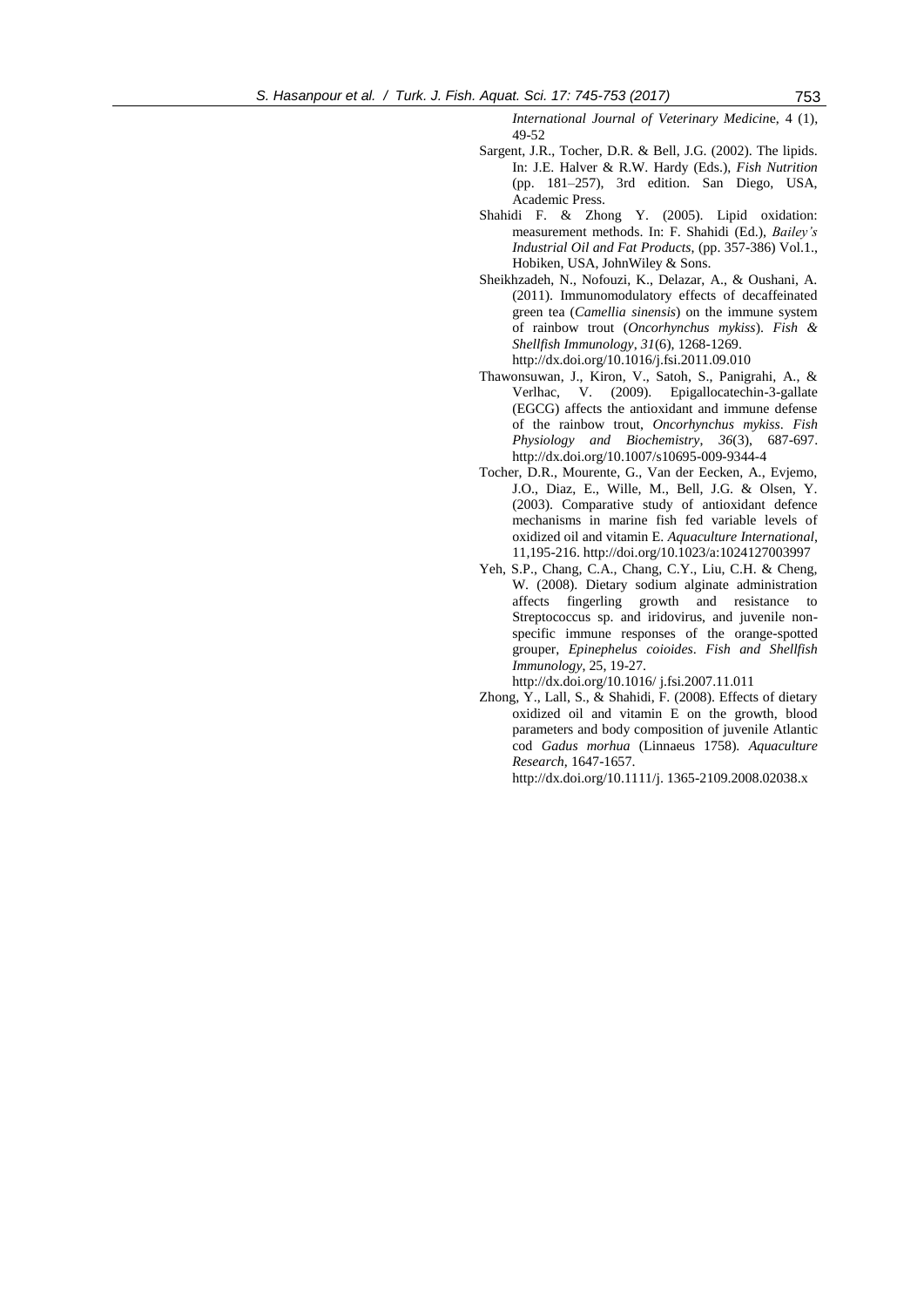*International Journal of Veterinary Medicin*e, 4 (1), 49-52

Sargent, J.R., Tocher, D.R. & Bell, J.G. (2002). The lipids. In: J.E. Halver & R.W. Hardy (Eds.), *Fish Nutrition* (pp. 181–257), 3rd edition. San Diego, USA, Academic Press.

Shahidi F. & Zhong Y. (2005). Lipid oxidation: measurement methods. In: F. Shahidi (Ed.), *Bailey's Industrial Oil and Fat Products*, (pp. 357-386) Vol.1., Hobiken, USA, JohnWiley & Sons.

Sheikhzadeh, N., Nofouzi, K., Delazar, A., & Oushani, A. (2011). Immunomodulatory effects of decaffeinated green tea (*Camellia sinensis*) on the immune system of rainbow trout (*Oncorhynchus mykiss*). *Fish & Shellfish Immunology*, *31*(6), 1268-1269. http://dx.doi.org/10.1016/j.fsi.2011.09.010

Thawonsuwan, J., Kiron, V., Satoh, S., Panigrahi, A., & Verlhac, V. (2009). Epigallocatechin-3-gallate (EGCG) affects the antioxidant and immune defense of the rainbow trout, *Oncorhynchus mykiss*. *Fish Physiology and Biochemistry*, *36*(3), 687-697. http://dx.doi.org/10.1007/s10695-009-9344-4

Tocher, D.R., Mourente, G., Van der Eecken, A., Evjemo, J.O., Diaz, E., Wille, M., Bell, J.G. & Olsen, Y. (2003). Comparative study of antioxidant defence mechanisms in marine fish fed variable levels of oxidized oil and vitamin E. *Aquaculture International*, 11,195-216. http://doi.org/10.1023/a:1024127003997

Yeh, S.P., Chang, C.A., Chang, C.Y., Liu, C.H. & Cheng, W. (2008). Dietary sodium alginate administration affects fingerling growth and resistance to Streptococcus sp. and iridovirus, and juvenile non-specific immune responses of the orange-spotted grouper, *Epinephelus coioides*. *Fish and Shellfish Immunology*, 25, 19-27. http://dx.doi.org/10.1016/ j.fsi.2007.11.011

Zhong, Y., Lall, S., & Shahidi, F. (2008). Effects of dietary oxidized oil and vitamin E on the growth, blood parameters and body composition of juvenile Atlantic cod *Gadus morhua* (Linnaeus 1758). *Aquaculture Research*, 1647-1657. http://dx.doi.org/10.1111/j. 1365-2109.2008.02038.x